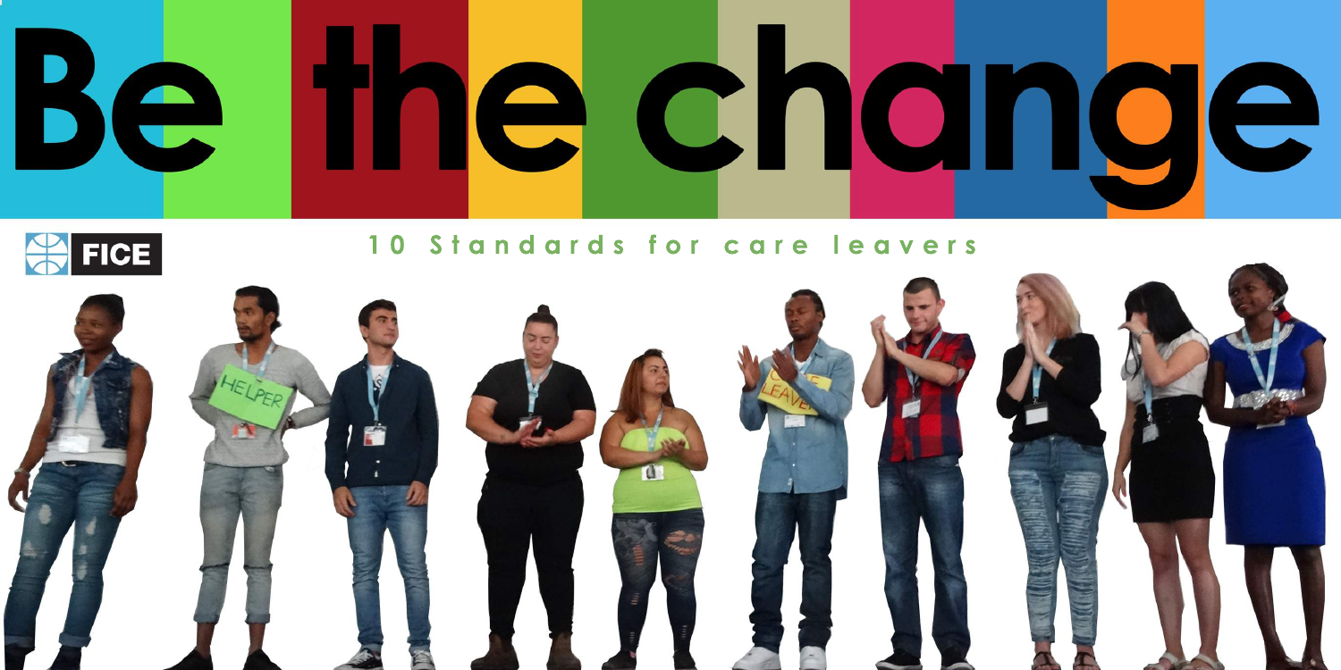# Be the change

FICE

10 Standards for care leavers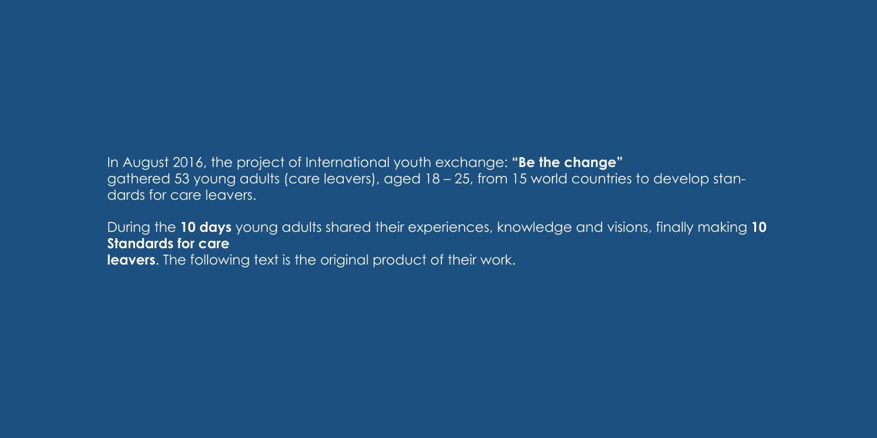In August 2016, the project of International youth exchange: **"Be the change"** gathered 53 young adults (care leavers), aged 18 – 25, from 15 world countries to develop standards for care leavers.

During the **10 days** young adults shared their experiences, knowledge and visions, finally making **10 Standards for care leavers**. The following text is the original product of their work.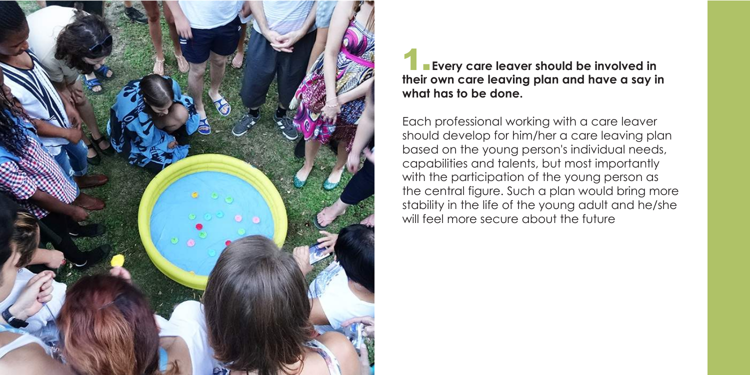## 1. Every care leaver should be involved in their own care leaving plan and have a say in what has to be done.

Each professional working with a care leaver should develop for him/her a care leaving plan based on the young person's individual needs, capabilities and talents, but most importantly with the participation of the young person as the central figure. Such a plan would bring more stability in the life of the young adult and he/she will feel more secure about the future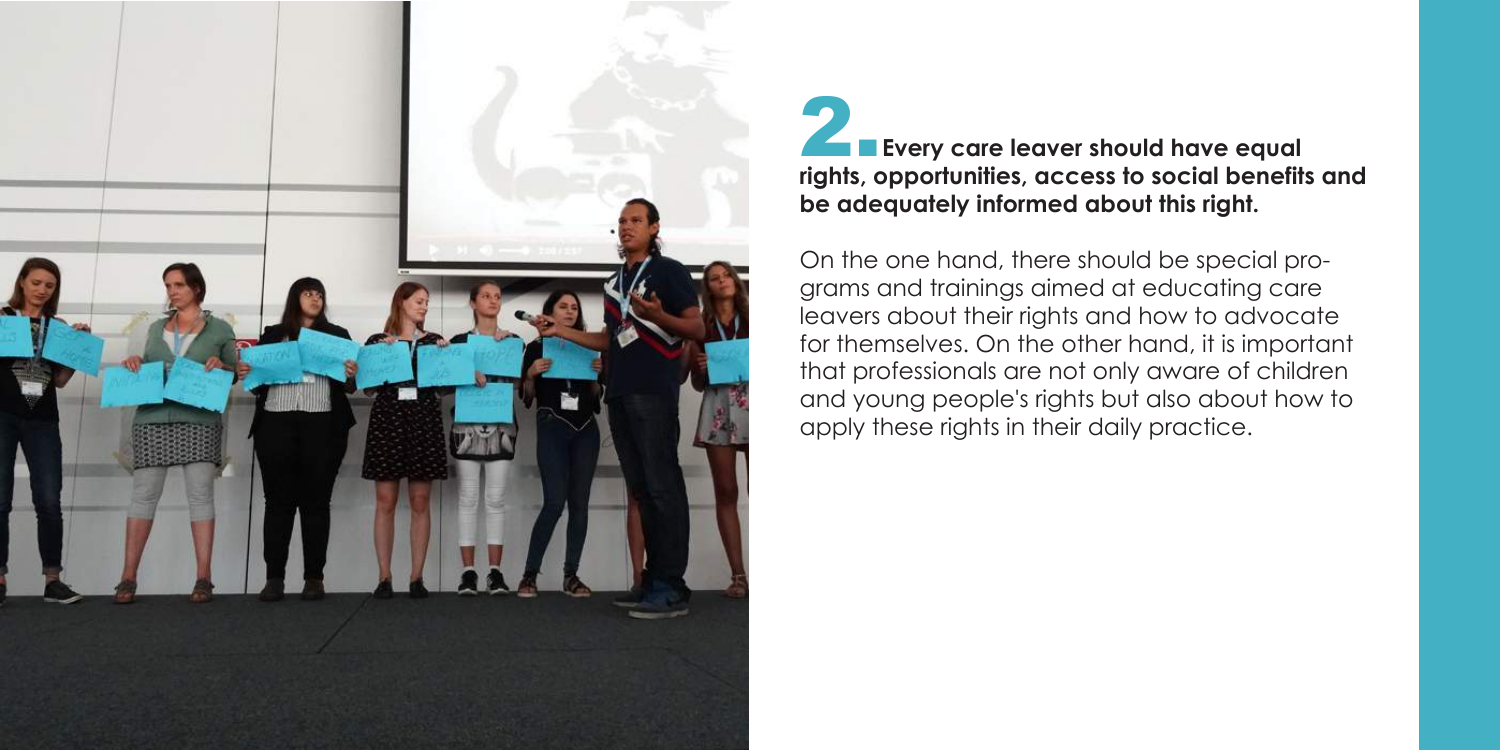## 2. Every care leaver should have equal rights, opportunities, access to social benefits and be adequately informed about this right.

On the one hand, there should be special programs and trainings aimed at educating care leavers about their rights and how to advocate for themselves. On the other hand, it is important that professionals are not only aware of children and young people's rights but also about how to apply these rights in their daily practice.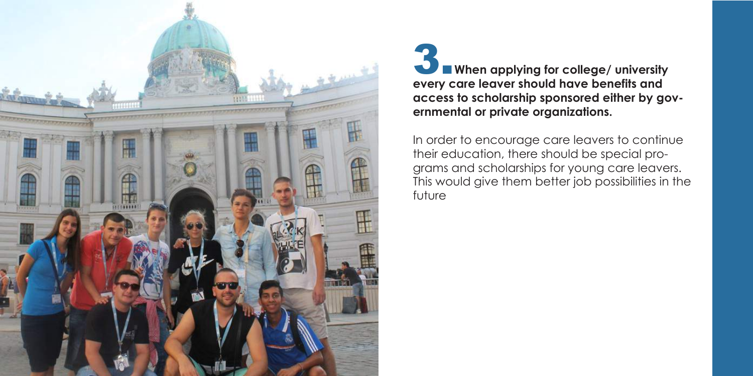## 3. When applying for college/ university every care leaver should have benefits and access to scholarship sponsored either by governmental or private organizations.

In order to encourage care leavers to continue their education, there should be special programs and scholarships for young care leavers. This would give them better job possibilities in the future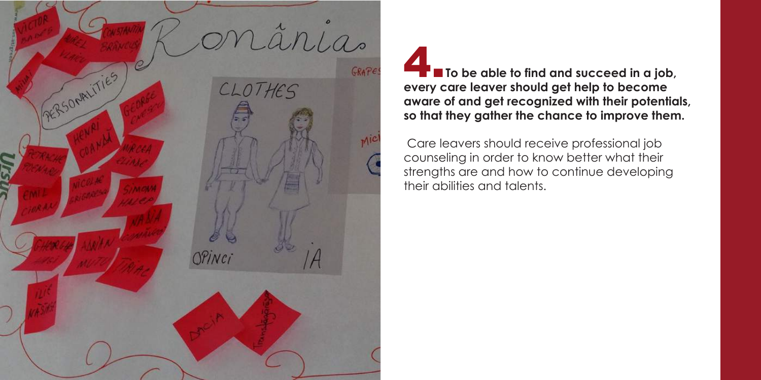## 4. To be able to find and succeed in a job, every care leaver should get help to become aware of and get recognized with their potentials, so that they gather the chance to improve them.

Care leavers should receive professional job counseling in order to know better what their strengths are and how to continue developing their abilities and talents.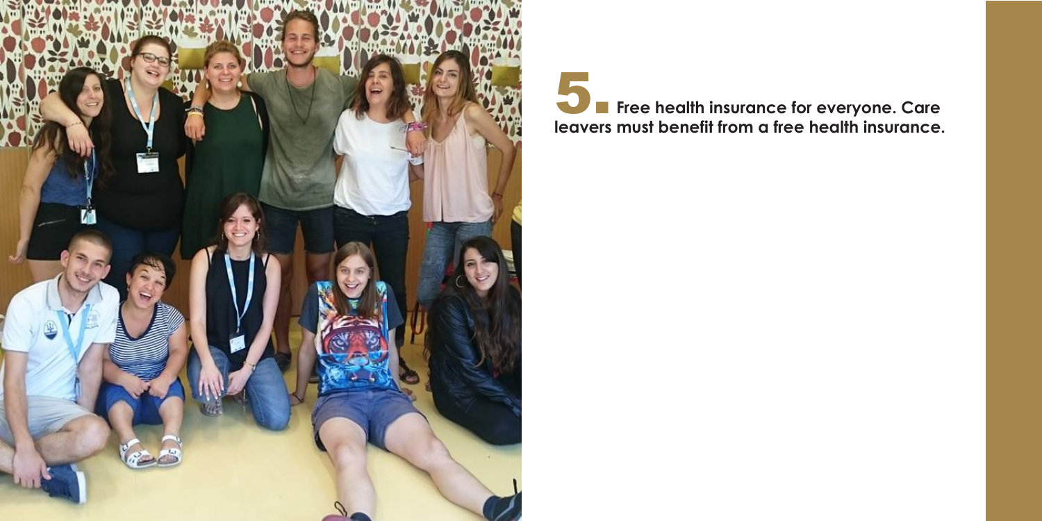**5. Free health insurance for everyone. Care leavers must benefit from a free health insurance.**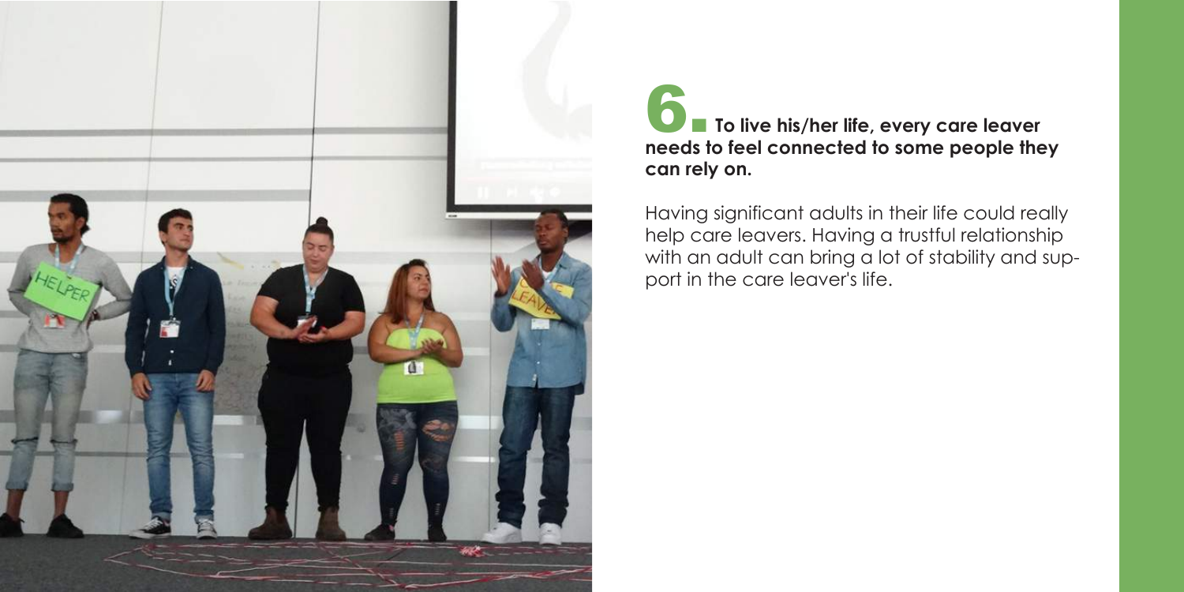## 6. To live his/her life, every care leaver needs to feel connected to some people they can rely on.

Having significant adults in their life could really help care leavers. Having a trustful relationship with an adult can bring a lot of stability and support in the care leaver's life.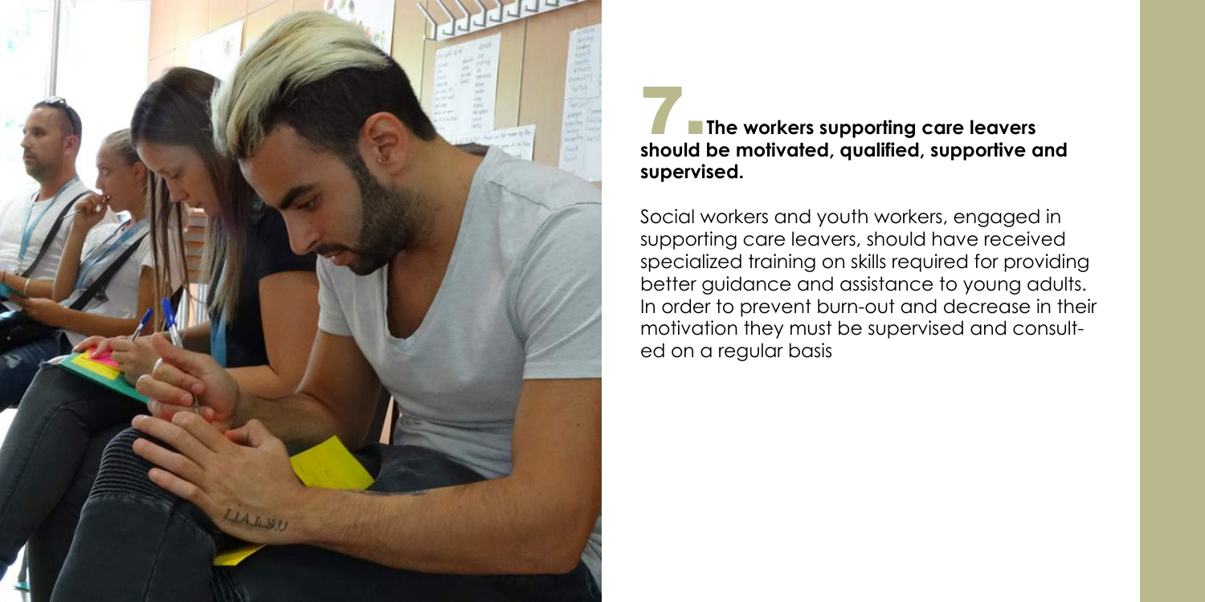## 7. The workers supporting care leavers should be motivated, qualified, supportive and supervised.

Social workers and youth workers, engaged in supporting care leavers, should have received specialized training on skills required for providing better guidance and assistance to young adults. In order to prevent burn-out and decrease in their motivation they must be supervised and consulted on a regular basis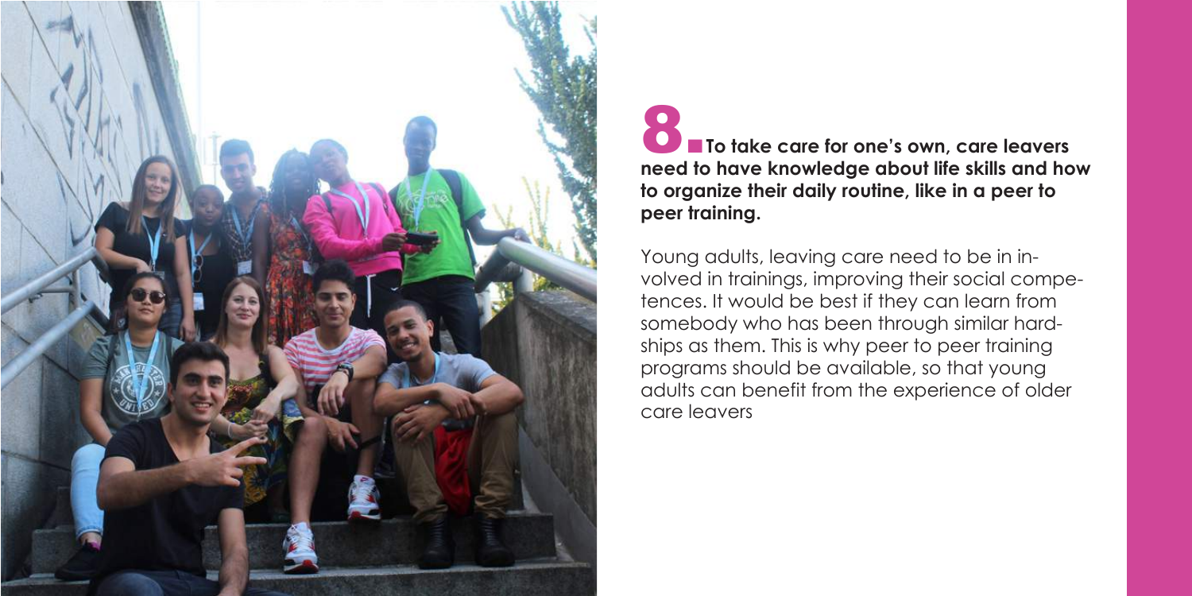## 8. To take care for one's own, care leavers need to have knowledge about life skills and how to organize their daily routine, like in a peer to peer training.

Young adults, leaving care need to be in involved in trainings, improving their social competences. It would be best if they can learn from somebody who has been through similar hardships as them. This is why peer to peer training programs should be available, so that young adults can benefit from the experience of older care leavers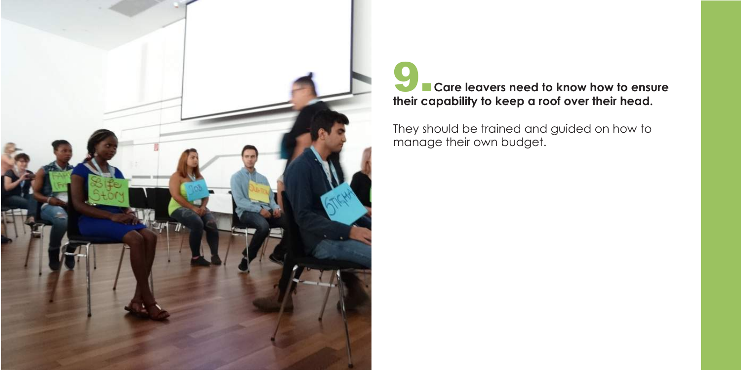## 9. Care leavers need to know how to ensure their capability to keep a roof over their head.

They should be trained and guided on how to manage their own budget.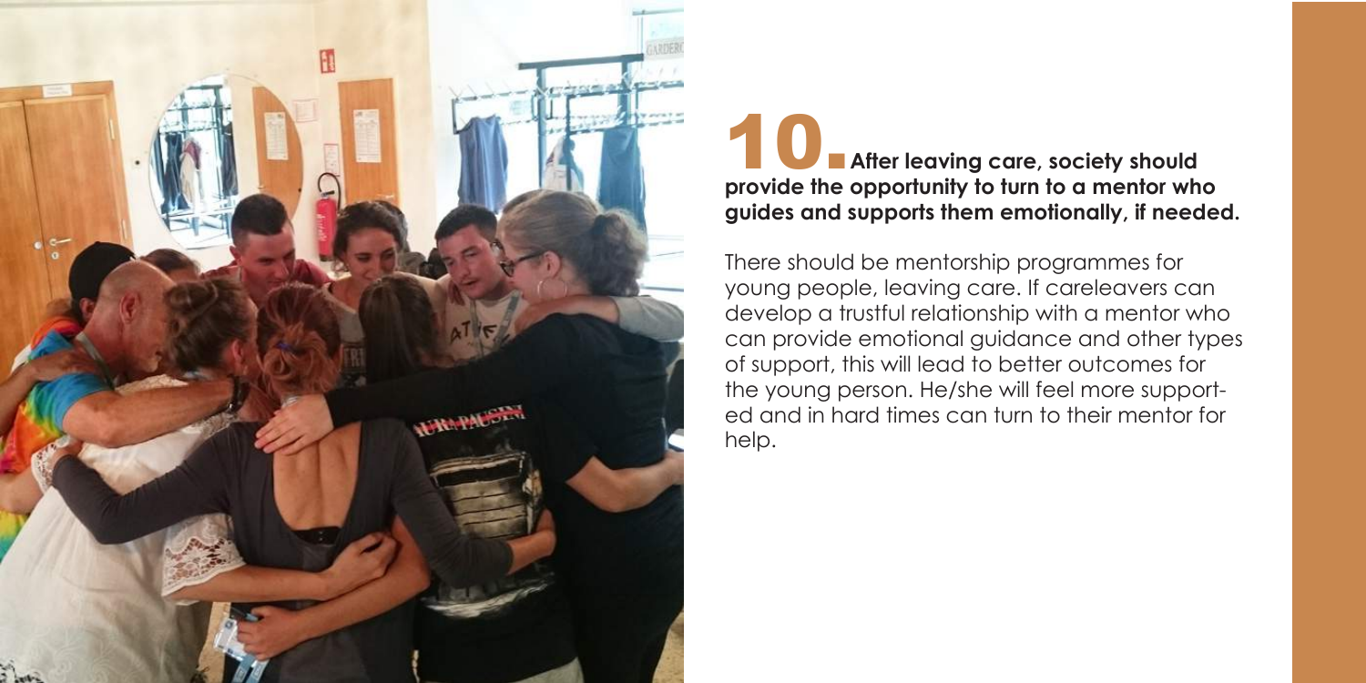## 10. After leaving care, society should provide the opportunity to turn to a mentor who guides and supports them emotionally, if needed.

There should be mentorship programmes for young people, leaving care. If careleavers can develop a trustful relationship with a mentor who can provide emotional guidance and other types of support, this will lead to better outcomes for the young person. He/she will feel more supported and in hard times can turn to their mentor for help.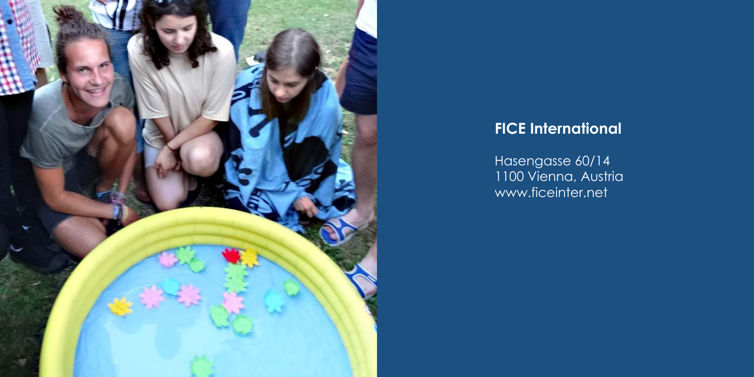**FICE International**

Hasengasse 60/14
1100 Vienna, Austria
www.ficeinter.net